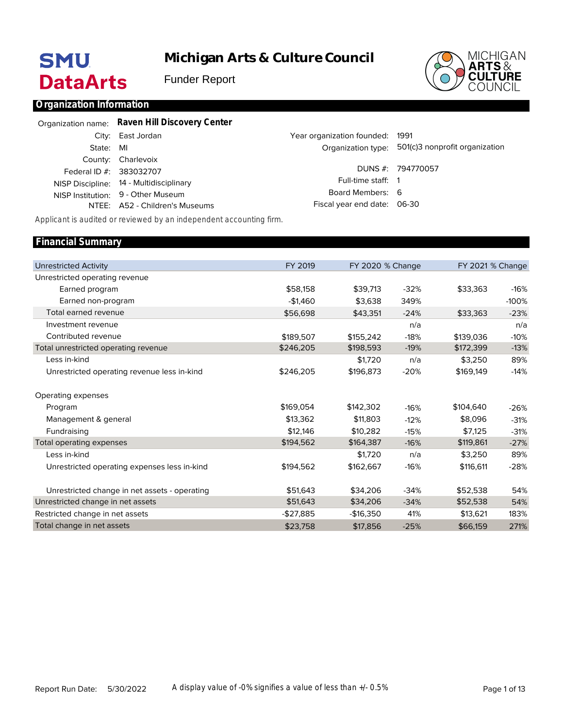# Michigan Arts & Culture Council

Funder Report

SMU DataArts

## Organization Information

| | |
|---|---|
| Organization name: | **Raven Hill Discovery Center** |
| City: | East Jordan |
| State: | MI |
| County: | Charlevoix |
| Federal ID #: | 383032707 |
| NISP Discipline: | 14 - Multidisciplinary |
| NISP Institution: | 9 - Other Museum |
| NTEE: | A52 - Children's Museums |

| | |
|---|---|
| Year organization founded: | 1991 |
| Organization type: | 501(c)3 nonprofit organization |
| DUNS #: | 794770057 |
| Full-time staff: | 1 |
| Board Members: | 6 |
| Fiscal year end date: | 06-30 |

Applicant is audited or reviewed by an independent accounting firm.

## Financial Summary

| Unrestricted Activity | FY 2019 | FY 2020 | % Change | FY 2021 | % Change |
|---|---|---|---|---|---|
| Unrestricted operating revenue | | | | | |
| Earned program | $58,158 | $39,713 | -32% | $33,363 | -16% |
| Earned non-program | -$1,460 | $3,638 | 349% | | -100% |
| Total earned revenue | $56,698 | $43,351 | -24% | $33,363 | -23% |
| Investment revenue | | | n/a | | n/a |
| Contributed revenue | $189,507 | $155,242 | -18% | $139,036 | -10% |
| Total unrestricted operating revenue | $246,205 | $198,593 | -19% | $172,399 | -13% |
| Less in-kind | | $1,720 | n/a | $3,250 | 89% |
| Unrestricted operating revenue less in-kind | $246,205 | $196,873 | -20% | $169,149 | -14% |
| Operating expenses | | | | | |
| Program | $169,054 | $142,302 | -16% | $104,640 | -26% |
| Management & general | $13,362 | $11,803 | -12% | $8,096 | -31% |
| Fundraising | $12,146 | $10,282 | -15% | $7,125 | -31% |
| Total operating expenses | $194,562 | $164,387 | -16% | $119,861 | -27% |
| Less in-kind | | $1,720 | n/a | $3,250 | 89% |
| Unrestricted operating expenses less in-kind | $194,562 | $162,667 | -16% | $116,611 | -28% |
| Unrestricted change in net assets - operating | $51,643 | $34,206 | -34% | $52,538 | 54% |
| Unrestricted change in net assets | $51,643 | $34,206 | -34% | $52,538 | 54% |
| Restricted change in net assets | -$27,885 | -$16,350 | 41% | $13,621 | 183% |
| Total change in net assets | $23,758 | $17,856 | -25% | $66,159 | 271% |

Report Run Date: 5/30/2022

A display value of -0% signifies a value of less than +/- 0.5%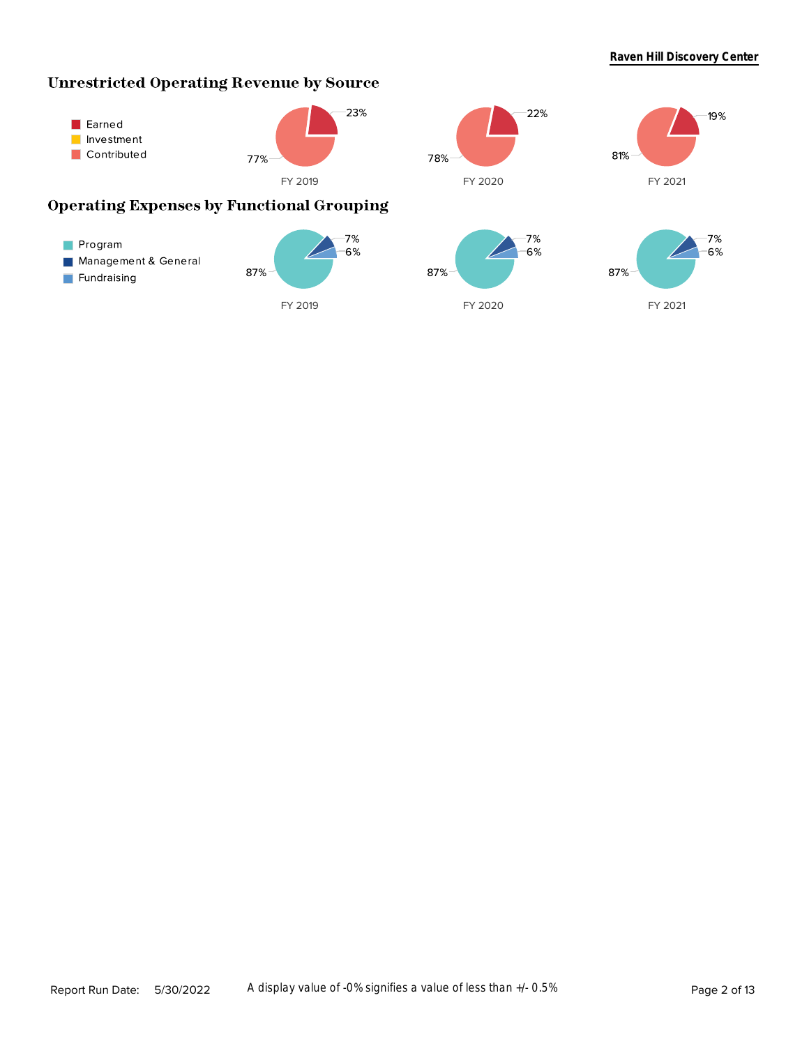## Unrestricted Operating Revenue by Source

- Earned
- Investment
- Contributed

| | FY 2019 | FY 2020 | FY 2021 |
|---|---|---|---|
| Earned | 23% | 22% | 19% |
| Contributed | 77% | 78% | 81% |

## Operating Expenses by Functional Grouping

- Program
- Management & General
- Fundraising

| | FY 2019 | FY 2020 | FY 2021 |
|---|---|---|---|
| Program | 87% | 87% | 87% |
| Management & General | 7% | 7% | 7% |
| Fundraising | 6% | 6% | 6% |

Report Run Date: 5/30/2022

A display value of -0% signifies a value of less than +/- 0.5%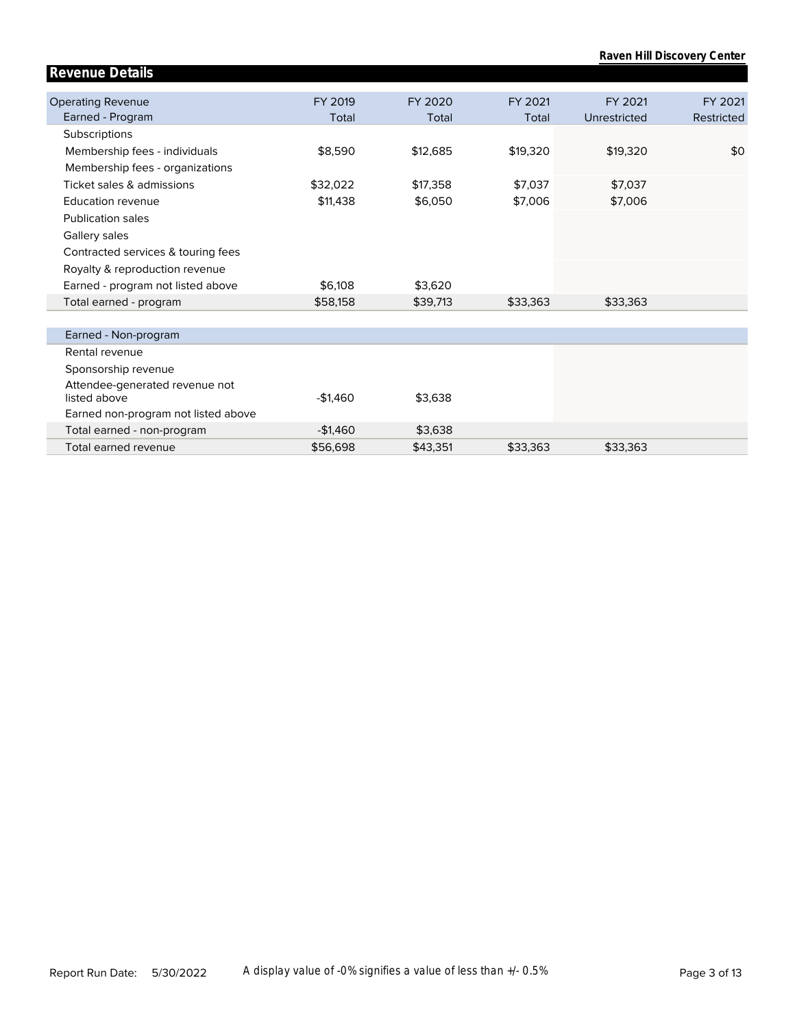## Revenue Details

| Operating Revenue<br>Earned - Program | FY 2019<br>Total | FY 2020<br>Total | FY 2021<br>Total | FY 2021<br>Unrestricted | FY 2021<br>Restricted |
|---|---|---|---|---|---|
| Subscriptions | | | | | |
| Membership fees - individuals | $8,590 | $12,685 | $19,320 | $19,320 | $0 |
| Membership fees - organizations | | | | | |
| Ticket sales & admissions | $32,022 | $17,358 | $7,037 | $7,037 | |
| Education revenue | $11,438 | $6,050 | $7,006 | $7,006 | |
| Publication sales | | | | | |
| Gallery sales | | | | | |
| Contracted services & touring fees | | | | | |
| Royalty & reproduction revenue | | | | | |
| Earned - program not listed above | $6,108 | $3,620 | | | |
| Total earned - program | $58,158 | $39,713 | $33,363 | $33,363 | |
| **Earned - Non-program** | | | | | |
| Rental revenue | | | | | |
| Sponsorship revenue | | | | | |
| Attendee-generated revenue not listed above | -$1,460 | $3,638 | | | |
| Earned non-program not listed above | | | | | |
| Total earned - non-program | -$1,460 | $3,638 | | | |
| Total earned revenue | $56,698 | $43,351 | $33,363 | $33,363 | |

Report Run Date: 5/30/2022

A display value of -0% signifies a value of less than +/- 0.5%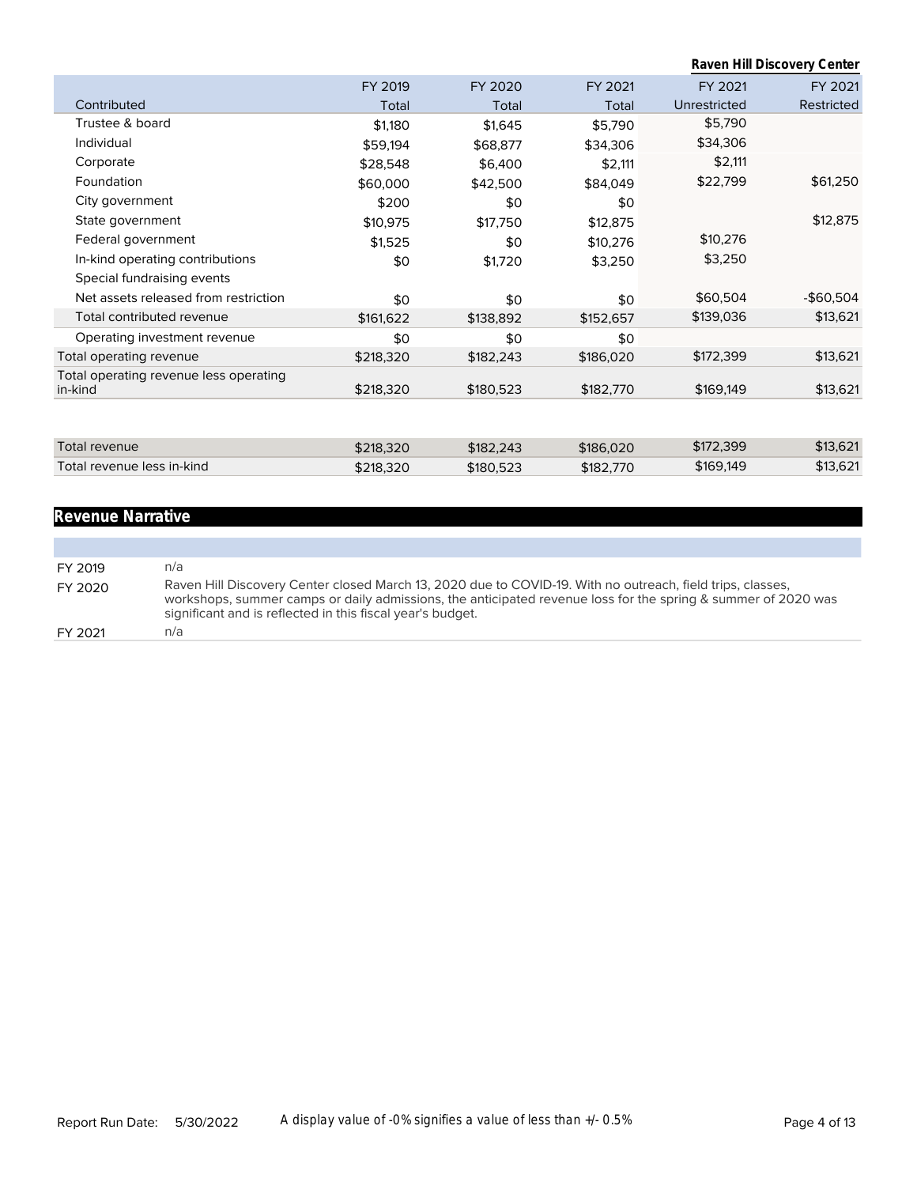**Raven Hill Discovery Center**

| Contributed | FY 2019 Total | FY 2020 Total | FY 2021 Total | FY 2021 Unrestricted | FY 2021 Restricted |
|---|---|---|---|---|---|
| Trustee & board | $1,180 | $1,645 | $5,790 | $5,790 | |
| Individual | $59,194 | $68,877 | $34,306 | $34,306 | |
| Corporate | $28,548 | $6,400 | $2,111 | $2,111 | |
| Foundation | $60,000 | $42,500 | $84,049 | $22,799 | $61,250 |
| City government | $200 | $0 | $0 | | |
| State government | $10,975 | $17,750 | $12,875 | | $12,875 |
| Federal government | $1,525 | $0 | $10,276 | $10,276 | |
| In-kind operating contributions | $0 | $1,720 | $3,250 | $3,250 | |
| Special fundraising events | | | | | |
| Net assets released from restriction | $0 | $0 | $0 | $60,504 | -$60,504 |
| Total contributed revenue | $161,622 | $138,892 | $152,657 | $139,036 | $13,621 |
| Operating investment revenue | $0 | $0 | $0 | | |
| Total operating revenue | $218,320 | $182,243 | $186,020 | $172,399 | $13,621 |
| Total operating revenue less operating in-kind | $218,320 | $180,523 | $182,770 | $169,149 | $13,621 |
| Total revenue | $218,320 | $182,243 | $186,020 | $172,399 | $13,621 |
| Total revenue less in-kind | $218,320 | $180,523 | $182,770 | $169,149 | $13,621 |

## Revenue Narrative

| | |
|---|---|
| FY 2019 | n/a |
| FY 2020 | Raven Hill Discovery Center closed March 13, 2020 due to COVID-19. With no outreach, field trips, classes, workshops, summer camps or daily admissions, the anticipated revenue loss for the spring & summer of 2020 was significant and is reflected in this fiscal year's budget. |
| FY 2021 | n/a |

Report Run Date: 5/30/2022 A display value of -0% signifies a value of less than +/- 0.5%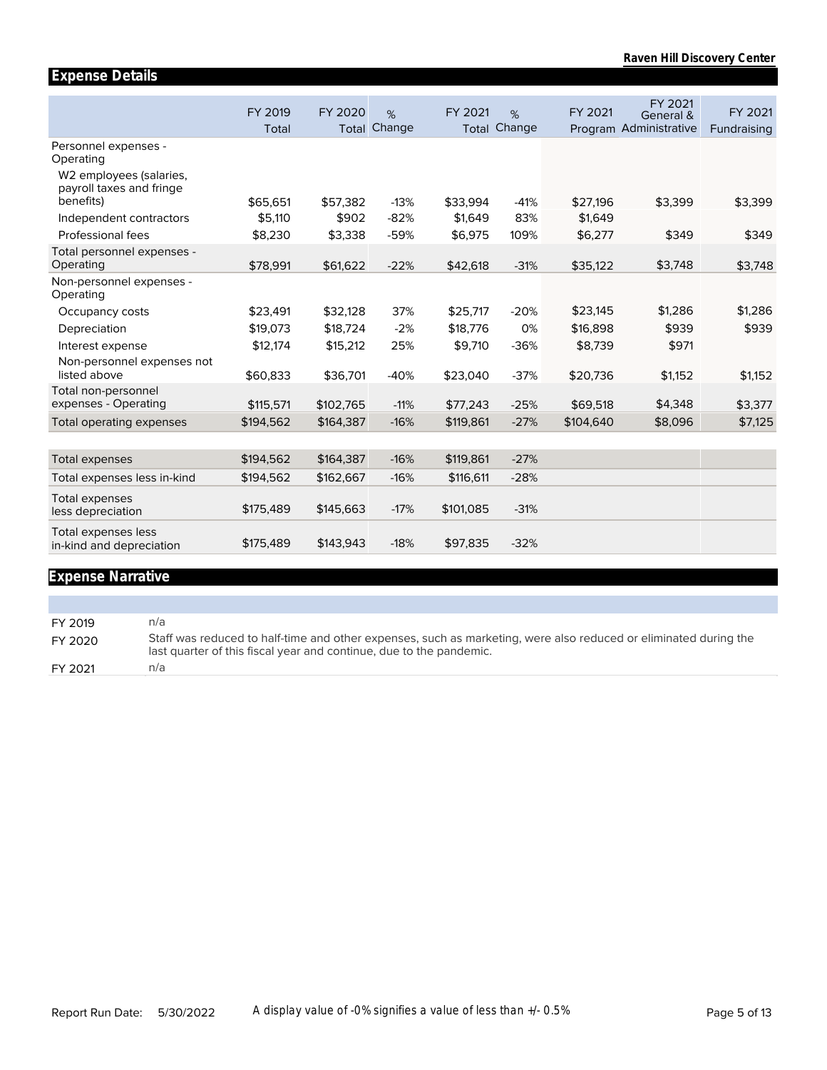## Expense Details

| | FY 2019 Total | FY 2020 Total | % Change | FY 2021 Total | % Change | FY 2021 Program | FY 2021 General & Administrative | FY 2021 Fundraising |
|---|---|---|---|---|---|---|---|---|
| Personnel expenses - Operating | | | | | | | | |
| W2 employees (salaries, payroll taxes and fringe benefits) | $65,651 | $57,382 | -13% | $33,994 | -41% | $27,196 | $3,399 | $3,399 |
| Independent contractors | $5,110 | $902 | -82% | $1,649 | 83% | $1,649 | | |
| Professional fees | $8,230 | $3,338 | -59% | $6,975 | 109% | $6,277 | $349 | $349 |
| Total personnel expenses - Operating | $78,991 | $61,622 | -22% | $42,618 | -31% | $35,122 | $3,748 | $3,748 |
| Non-personnel expenses - Operating | | | | | | | | |
| Occupancy costs | $23,491 | $32,128 | 37% | $25,717 | -20% | $23,145 | $1,286 | $1,286 |
| Depreciation | $19,073 | $18,724 | -2% | $18,776 | 0% | $16,898 | $939 | $939 |
| Interest expense | $12,174 | $15,212 | 25% | $9,710 | -36% | $8,739 | $971 | |
| Non-personnel expenses not listed above | $60,833 | $36,701 | -40% | $23,040 | -37% | $20,736 | $1,152 | $1,152 |
| Total non-personnel expenses - Operating | $115,571 | $102,765 | -11% | $77,243 | -25% | $69,518 | $4,348 | $3,377 |
| Total operating expenses | $194,562 | $164,387 | -16% | $119,861 | -27% | $104,640 | $8,096 | $7,125 |
| | | | | | | | | |
| Total expenses | $194,562 | $164,387 | -16% | $119,861 | -27% | | | |
| Total expenses less in-kind | $194,562 | $162,667 | -16% | $116,611 | -28% | | | |
| Total expenses less depreciation | $175,489 | $145,663 | -17% | $101,085 | -31% | | | |
| Total expenses less in-kind and depreciation | $175,489 | $143,943 | -18% | $97,835 | -32% | | | |

## Expense Narrative

| | |
|---|---|
| FY 2019 | n/a |
| FY 2020 | Staff was reduced to half-time and other expenses, such as marketing, were also reduced or eliminated during the last quarter of this fiscal year and continue, due to the pandemic. |
| FY 2021 | n/a |

A display value of -0% signifies a value of less than +/- 0.5%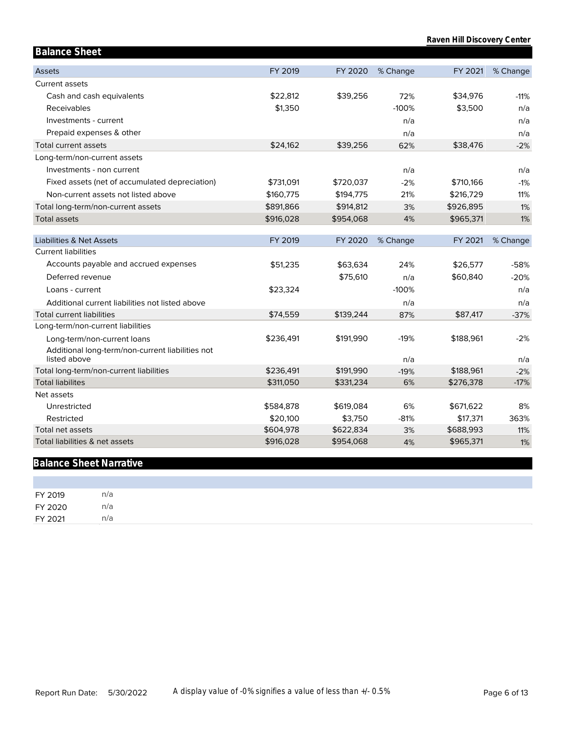Raven Hill Discovery Center

## Balance Sheet

| Assets | FY 2019 | FY 2020 | % Change | FY 2021 | % Change |
|---|---|---|---|---|---|
| Current assets | | | | | |
| Cash and cash equivalents | $22,812 | $39,256 | 72% | $34,976 | -11% |
| Receivables | $1,350 | | -100% | $3,500 | n/a |
| Investments - current | | | n/a | | n/a |
| Prepaid expenses & other | | | n/a | | n/a |
| Total current assets | $24,162 | $39,256 | 62% | $38,476 | -2% |
| Long-term/non-current assets | | | | | |
| Investments - non current | | | n/a | | n/a |
| Fixed assets (net of accumulated depreciation) | $731,091 | $720,037 | -2% | $710,166 | -1% |
| Non-current assets not listed above | $160,775 | $194,775 | 21% | $216,729 | 11% |
| Total long-term/non-current assets | $891,866 | $914,812 | 3% | $926,895 | 1% |
| Total assets | $916,028 | $954,068 | 4% | $965,371 | 1% |

| Liabilities & Net Assets | FY 2019 | FY 2020 | % Change | FY 2021 | % Change |
|---|---|---|---|---|---|
| Current liabilities | | | | | |
| Accounts payable and accrued expenses | $51,235 | $63,634 | 24% | $26,577 | -58% |
| Deferred revenue | | $75,610 | n/a | $60,840 | -20% |
| Loans - current | $23,324 | | -100% | | n/a |
| Additional current liabilities not listed above | | | n/a | | n/a |
| Total current liabilities | $74,559 | $139,244 | 87% | $87,417 | -37% |
| Long-term/non-current liabilities | | | | | |
| Long-term/non-current loans | $236,491 | $191,990 | -19% | $188,961 | -2% |
| Additional long-term/non-current liabilities not listed above | | | n/a | | n/a |
| Total long-term/non-current liabilities | $236,491 | $191,990 | -19% | $188,961 | -2% |
| Total liabilites | $311,050 | $331,234 | 6% | $276,378 | -17% |
| Net assets | | | | | |
| Unrestricted | $584,878 | $619,084 | 6% | $671,622 | 8% |
| Restricted | $20,100 | $3,750 | -81% | $17,371 | 363% |
| Total net assets | $604,978 | $622,834 | 3% | $688,993 | 11% |
| Total liabilities & net assets | $916,028 | $954,068 | 4% | $965,371 | 1% |

## Balance Sheet Narrative

| | |
|---|---|
| FY 2019 | n/a |
| FY 2020 | n/a |
| FY 2021 | n/a |

Report Run Date: 5/30/2022

A display value of -0% signifies a value of less than +/- 0.5%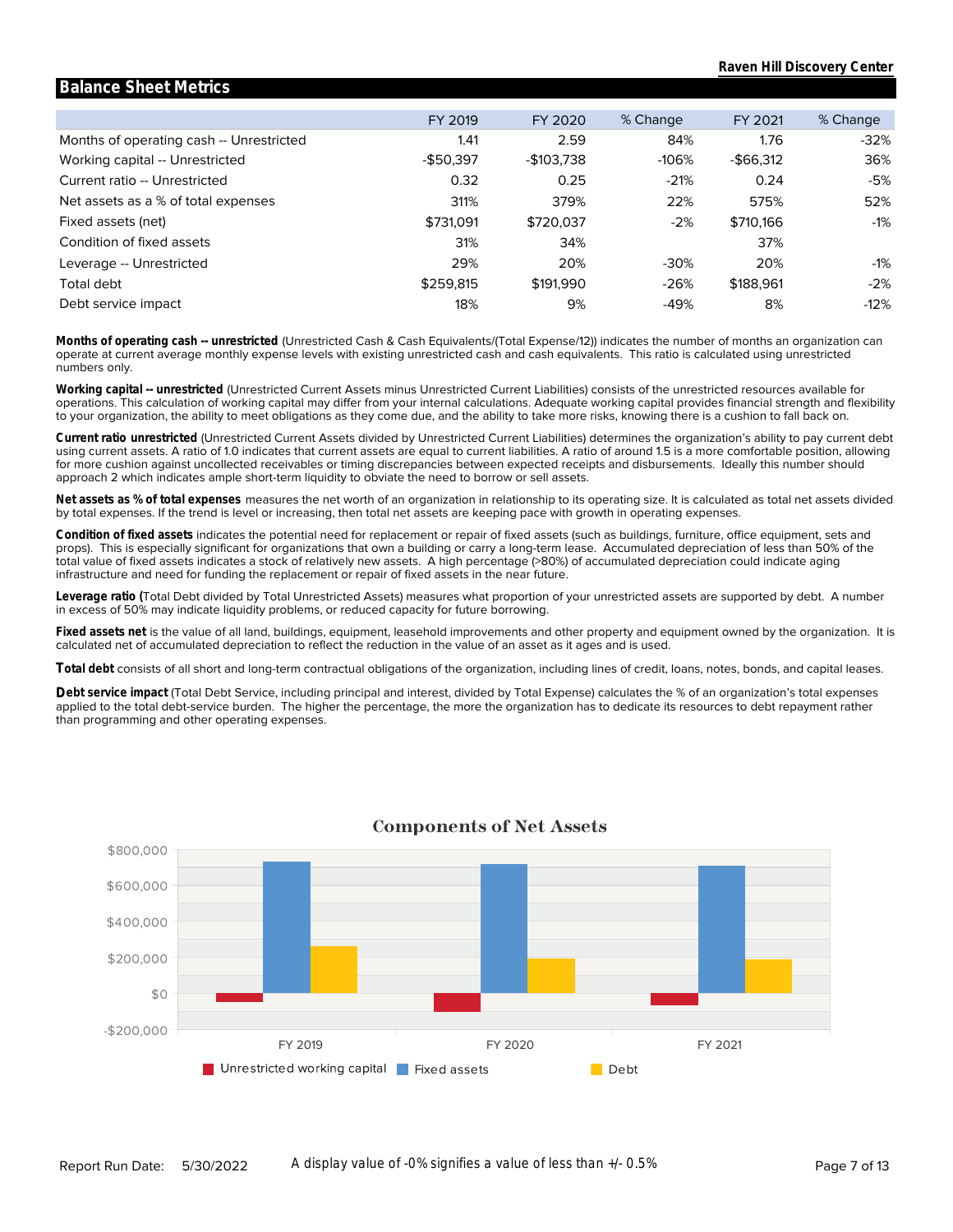## Balance Sheet Metrics

| | FY 2019 | FY 2020 | % Change | FY 2021 | % Change |
|---|---|---|---|---|---|
| Months of operating cash -- Unrestricted | 1.41 | 2.59 | 84% | 1.76 | -32% |
| Working capital -- Unrestricted | -$50,397 | -$103,738 | -106% | -$66,312 | 36% |
| Current ratio -- Unrestricted | 0.32 | 0.25 | -21% | 0.24 | -5% |
| Net assets as a % of total expenses | 311% | 379% | 22% | 575% | 52% |
| Fixed assets (net) | $731,091 | $720,037 | -2% | $710,166 | -1% |
| Condition of fixed assets | 31% | 34% | | 37% | |
| Leverage -- Unrestricted | 29% | 20% | -30% | 20% | -1% |
| Total debt | $259,815 | $191,990 | -26% | $188,961 | -2% |
| Debt service impact | 18% | 9% | -49% | 8% | -12% |

**Months of operating cash -- unrestricted** (Unrestricted Cash & Cash Equivalents/(Total Expense/12)) indicates the number of months an organization can operate at current average monthly expense levels with existing unrestricted cash and cash equivalents. This ratio is calculated using unrestricted numbers only.

**Working capital -- unrestricted** (Unrestricted Current Assets minus Unrestricted Current Liabilities) consists of the unrestricted resources available for operations. This calculation of working capital may differ from your internal calculations. Adequate working capital provides financial strength and flexibility to your organization, the ability to meet obligations as they come due, and the ability to take more risks, knowing there is a cushion to fall back on.

**Current ratio unrestricted** (Unrestricted Current Assets divided by Unrestricted Current Liabilities) determines the organization's ability to pay current debt using current assets. A ratio of 1.0 indicates that current assets are equal to current liabilities. A ratio of around 1.5 is a more comfortable position, allowing for more cushion against uncollected receivables or timing discrepancies between expected receipts and disbursements. Ideally this number should approach 2 which indicates ample short-term liquidity to obviate the need to borrow or sell assets.

**Net assets as % of total expenses** measures the net worth of an organization in relationship to its operating size. It is calculated as total net assets divided by total expenses. If the trend is level or increasing, then total net assets are keeping pace with growth in operating expenses.

**Condition of fixed assets** indicates the potential need for replacement or repair of fixed assets (such as buildings, furniture, office equipment, sets and props). This is especially significant for organizations that own a building or carry a long-term lease. Accumulated depreciation of less than 50% of the total value of fixed assets indicates a stock of relatively new assets. A high percentage (>80%) of accumulated depreciation could indicate aging infrastructure and need for funding the replacement or repair of fixed assets in the near future.

**Leverage ratio (**Total Debt divided by Total Unrestricted Assets) measures what proportion of your unrestricted assets are supported by debt. A number in excess of 50% may indicate liquidity problems, or reduced capacity for future borrowing.

**Fixed assets net** is the value of all land, buildings, equipment, leasehold improvements and other property and equipment owned by the organization. It is calculated net of accumulated depreciation to reflect the reduction in the value of an asset as it ages and is used.

**Total debt** consists of all short and long-term contractual obligations of the organization, including lines of credit, loans, notes, bonds, and capital leases.

**Debt service impact** (Total Debt Service, including principal and interest, divided by Total Expense) calculates the % of an organization's total expenses applied to the total debt-service burden. The higher the percentage, the more the organization has to dedicate its resources to debt repayment rather than programming and other operating expenses.

### Components of Net Assets

| | Unrestricted working capital | Fixed assets | Debt |
|---|---|---|---|
| FY 2019 | -$50,397 | $731,091 | $259,815 |
| FY 2020 | -$103,738 | $720,037 | $191,990 |
| FY 2021 | -$66,312 | $710,166 | $188,961 |

Report Run Date: 5/30/2022 A display value of -0% signifies a value of less than +/- 0.5%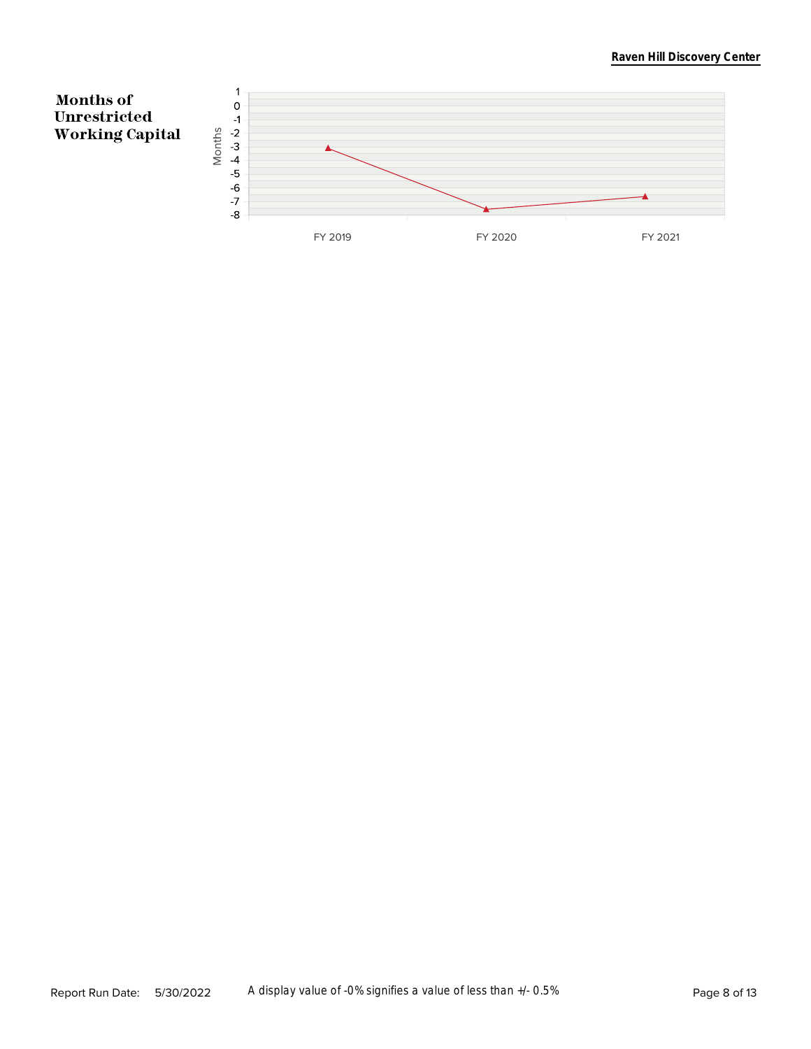## Months of Unrestricted Working Capital

Months

1
0
-1
-2
-3
-4
-5
-6
-7
-8

FY 2019 FY 2020 FY 2021

A display value of -0% signifies a value of less than +/- 0.5%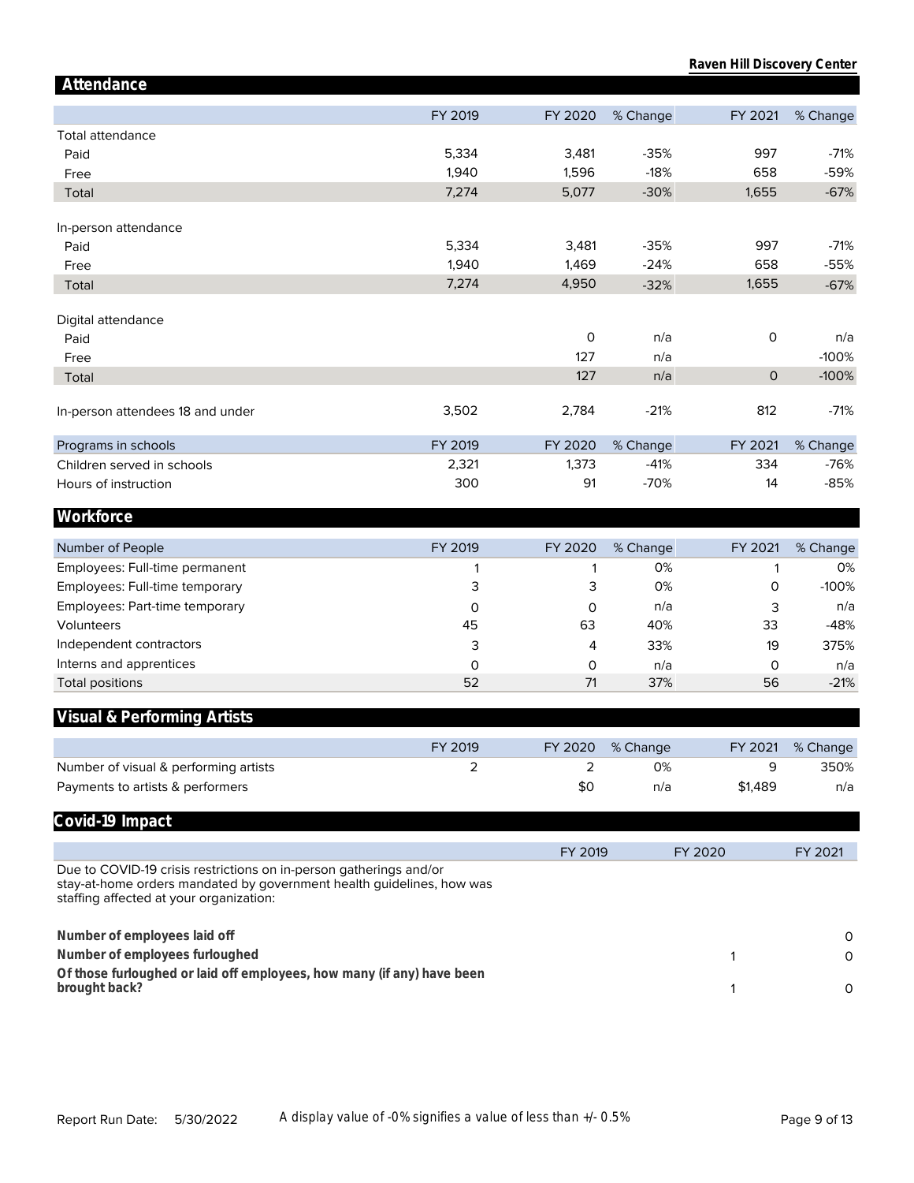## Raven Hill Discovery Center

## Attendance

| | FY 2019 | FY 2020 | % Change | FY 2021 | % Change |
|---|---|---|---|---|---|
| Total attendance | | | | | |
| Paid | 5,334 | 3,481 | -35% | 997 | -71% |
| Free | 1,940 | 1,596 | -18% | 658 | -59% |
| Total | 7,274 | 5,077 | -30% | 1,655 | -67% |
| In-person attendance | | | | | |
| Paid | 5,334 | 3,481 | -35% | 997 | -71% |
| Free | 1,940 | 1,469 | -24% | 658 | -55% |
| Total | 7,274 | 4,950 | -32% | 1,655 | -67% |
| Digital attendance | | | | | |
| Paid | | 0 | n/a | 0 | n/a |
| Free | | 127 | n/a | | -100% |
| Total | | 127 | n/a | 0 | -100% |
| In-person attendees 18 and under | 3,502 | 2,784 | -21% | 812 | -71% |

| Programs in schools | FY 2019 | FY 2020 | % Change | FY 2021 | % Change |
|---|---|---|---|---|---|
| Children served in schools | 2,321 | 1,373 | -41% | 334 | -76% |
| Hours of instruction | 300 | 91 | -70% | 14 | -85% |

## Workforce

| Number of People | FY 2019 | FY 2020 | % Change | FY 2021 | % Change |
|---|---|---|---|---|---|
| Employees: Full-time permanent | 1 | 1 | 0% | 1 | 0% |
| Employees: Full-time temporary | 3 | 3 | 0% | 0 | -100% |
| Employees: Part-time temporary | 0 | 0 | n/a | 3 | n/a |
| Volunteers | 45 | 63 | 40% | 33 | -48% |
| Independent contractors | 3 | 4 | 33% | 19 | 375% |
| Interns and apprentices | 0 | 0 | n/a | 0 | n/a |
| Total positions | 52 | 71 | 37% | 56 | -21% |

## Visual & Performing Artists

| | FY 2019 | FY 2020 | % Change | FY 2021 | % Change |
|---|---|---|---|---|---|
| Number of visual & performing artists | 2 | 2 | 0% | 9 | 350% |
| Payments to artists & performers | | $0 | n/a | $1,489 | n/a |

## Covid-19 Impact

| | FY 2019 | FY 2020 | FY 2021 |
|---|---|---|---|
| Due to COVID-19 crisis restrictions on in-person gatherings and/or stay-at-home orders mandated by government health guidelines, how was staffing affected at your organization: | | | |
| **Number of employees laid off** | | | 0 |
| **Number of employees furloughed** | | 1 | 0 |
| **Of those furloughed or laid off employees, how many (if any) have been brought back?** | | 1 | 0 |

Report Run Date: 5/30/2022 A display value of -0% signifies a value of less than +/- 0.5%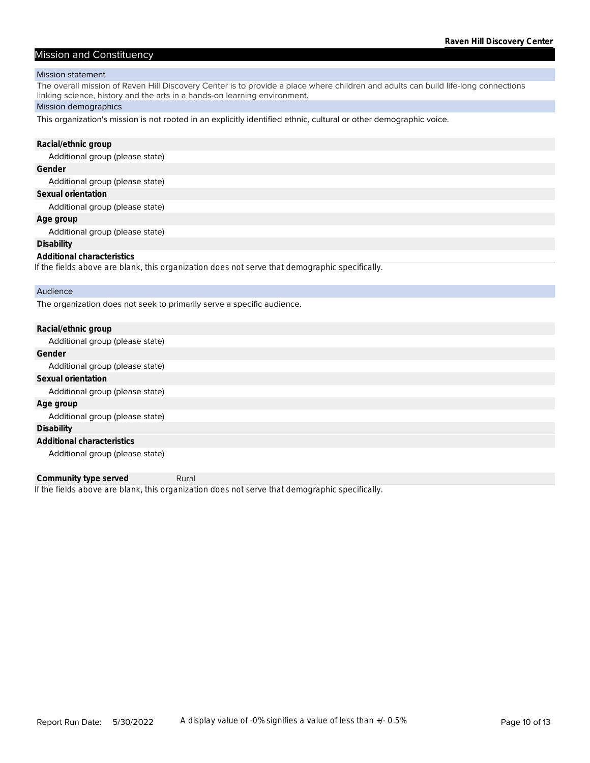## Mission and Constituency

### Mission statement

The overall mission of Raven Hill Discovery Center is to provide a place where children and adults can build life-long connections linking science, history and the arts in a hands-on learning environment.

### Mission demographics

This organization's mission is not rooted in an explicitly identified ethnic, cultural or other demographic voice.

**Racial/ethnic group**

Additional group (please state)

**Gender**

Additional group (please state)

**Sexual orientation**

Additional group (please state)

**Age group**

Additional group (please state)

**Disability**

**Additional characteristics**

*If the fields above are blank, this organization does not serve that demographic specifically.*

### Audience

The organization does not seek to primarily serve a specific audience.

**Racial/ethnic group**

Additional group (please state)

**Gender**

Additional group (please state)

**Sexual orientation**

Additional group (please state)

**Age group**

Additional group (please state)

**Disability**

**Additional characteristics**

Additional group (please state)

**Community type served** Rural

*If the fields above are blank, this organization does not serve that demographic specifically.*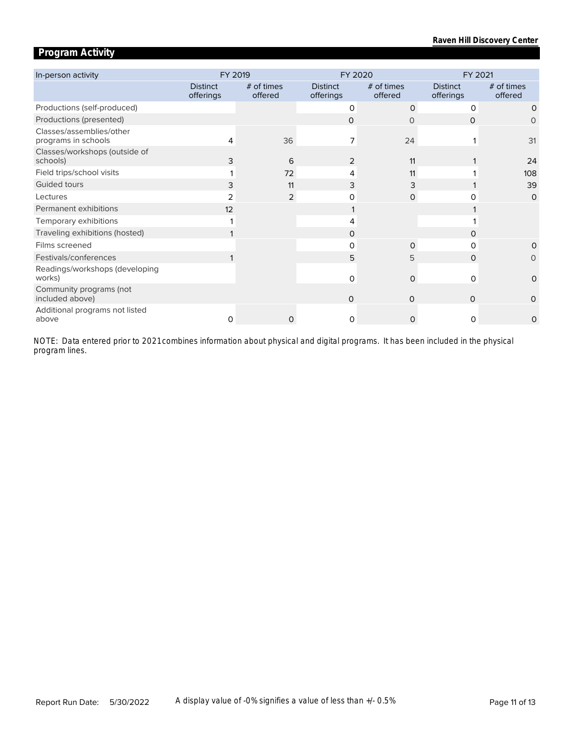## Program Activity

| In-person activity | FY 2019 | | FY 2020 | | FY 2021 | |
|---|---|---|---|---|---|---|
| | Distinct offerings | # of times offered | Distinct offerings | # of times offered | Distinct offerings | # of times offered |
| Productions (self-produced) | | | 0 | 0 | 0 | 0 |
| Productions (presented) | | | 0 | 0 | 0 | 0 |
| Classes/assemblies/other programs in schools | 4 | 36 | 7 | 24 | 1 | 31 |
| Classes/workshops (outside of schools) | 3 | 6 | 2 | 11 | 1 | 24 |
| Field trips/school visits | 1 | 72 | 4 | 11 | 1 | 108 |
| Guided tours | 3 | 11 | 3 | 3 | 1 | 39 |
| Lectures | 2 | 2 | 0 | 0 | 0 | 0 |
| Permanent exhibitions | 12 | | 1 | | 1 | |
| Temporary exhibitions | 1 | | 4 | | 1 | |
| Traveling exhibitions (hosted) | 1 | | 0 | | 0 | |
| Films screened | | | 0 | 0 | 0 | 0 |
| Festivals/conferences | 1 | | 5 | 5 | 0 | 0 |
| Readings/workshops (developing works) | | | 0 | 0 | 0 | 0 |
| Community programs (not included above) | | | 0 | 0 | 0 | 0 |
| Additional programs not listed above | 0 | 0 | 0 | 0 | 0 | 0 |

NOTE: Data entered prior to 2021 combines information about physical and digital programs. It has been included in the physical program lines.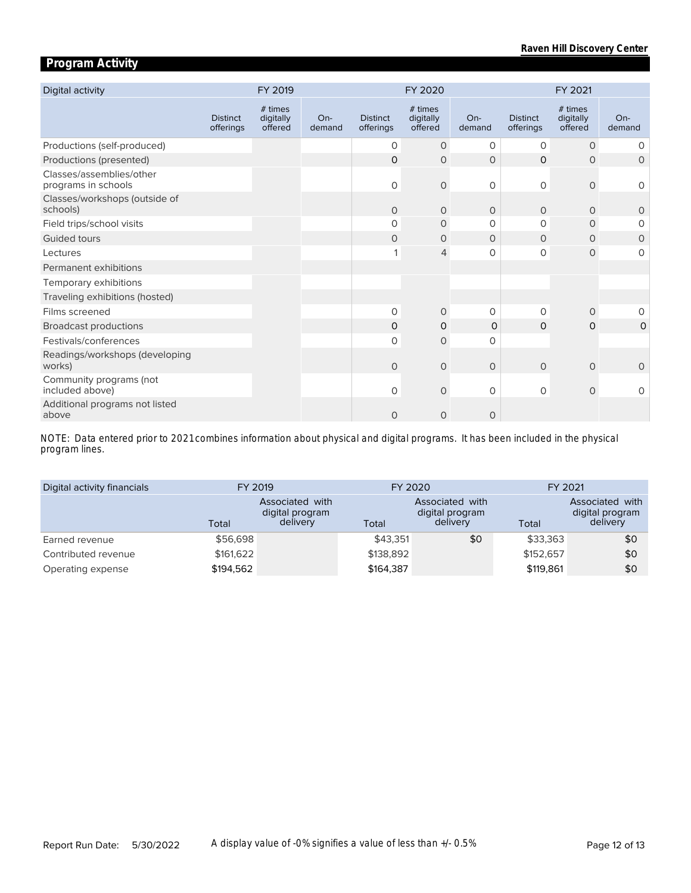## Program Activity

| Digital activity | FY 2019 | | | FY 2020 | | | FY 2021 | | |
|---|---|---|---|---|---|---|---|---|---|
| | Distinct offerings | # times digitally offered | On-demand | Distinct offerings | # times digitally offered | On-demand | Distinct offerings | # times digitally offered | On-demand |
| Productions (self-produced) | | | | 0 | 0 | 0 | 0 | 0 | 0 |
| Productions (presented) | | | | 0 | 0 | 0 | 0 | 0 | 0 |
| Classes/assemblies/other programs in schools | | | | 0 | 0 | 0 | 0 | 0 | 0 |
| Classes/workshops (outside of schools) | | | | 0 | 0 | 0 | 0 | 0 | 0 |
| Field trips/school visits | | | | 0 | 0 | 0 | 0 | 0 | 0 |
| Guided tours | | | | 0 | 0 | 0 | 0 | 0 | 0 |
| Lectures | | | | 1 | 4 | 0 | 0 | 0 | 0 |
| Permanent exhibitions | | | | | | | | | |
| Temporary exhibitions | | | | | | | | | |
| Traveling exhibitions (hosted) | | | | | | | | | |
| Films screened | | | | 0 | 0 | 0 | 0 | 0 | 0 |
| Broadcast productions | | | | 0 | 0 | 0 | 0 | 0 | 0 |
| Festivals/conferences | | | | 0 | 0 | 0 | | | |
| Readings/workshops (developing works) | | | | 0 | 0 | 0 | 0 | 0 | 0 |
| Community programs (not included above) | | | | 0 | 0 | 0 | 0 | 0 | 0 |
| Additional programs not listed above | | | | 0 | 0 | 0 | | | |

NOTE: Data entered prior to 2021 combines information about physical and digital programs. It has been included in the physical program lines.

| Digital activity financials | FY 2019 | | FY 2020 | | FY 2021 | |
|---|---|---|---|---|---|---|
| | Total | Associated with digital program delivery | Total | Associated with digital program delivery | Total | Associated with digital program delivery |
| Earned revenue | $56,698 | | $43,351 | $0 | $33,363 | $0 |
| Contributed revenue | $161,622 | | $138,892 | | $152,657 | $0 |
| Operating expense | $194,562 | | $164,387 | | $119,861 | $0 |

Report Run Date: 5/30/2022

A display value of -0% signifies a value of less than +/- 0.5%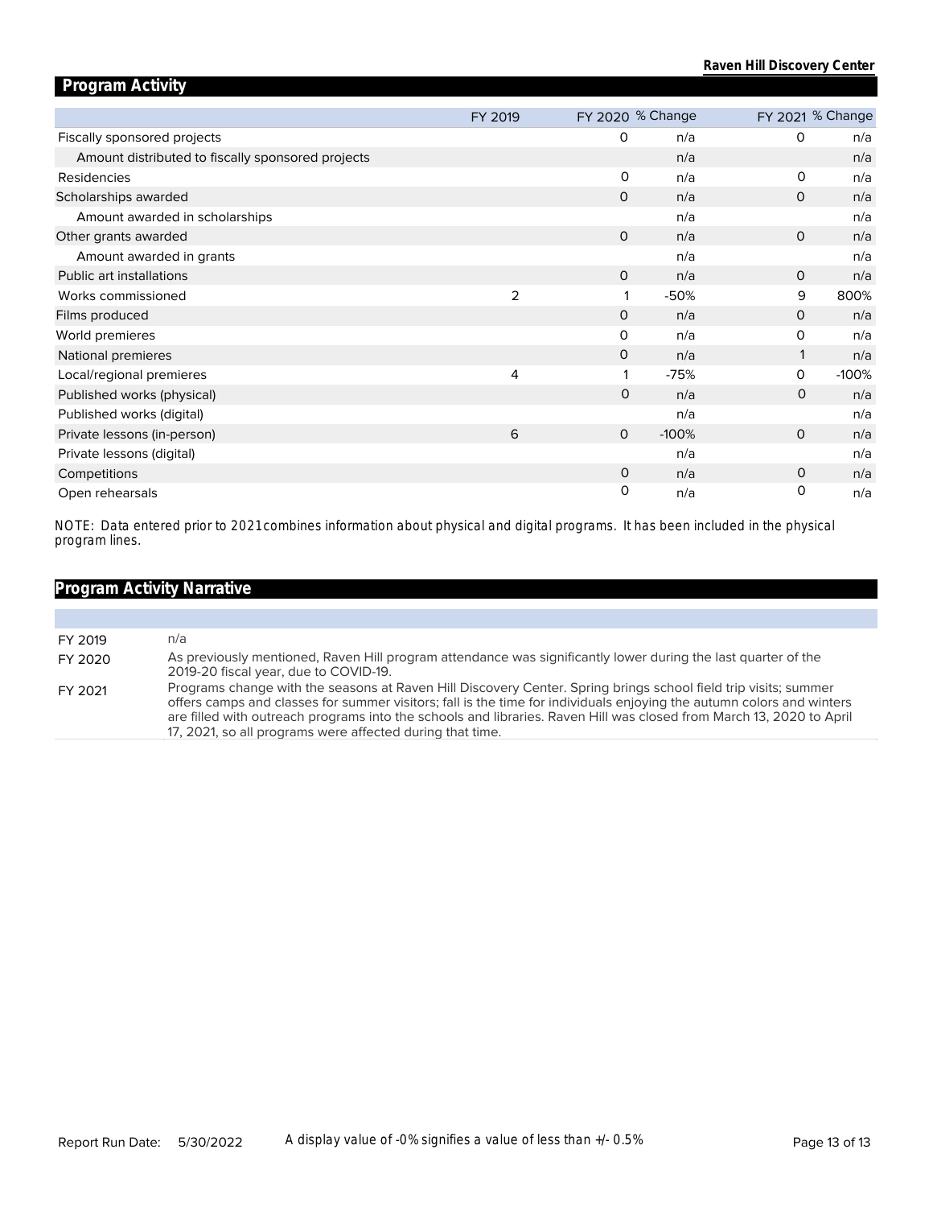## Program Activity

| | FY 2019 | FY 2020 | % Change | FY 2021 | % Change |
|---|---|---|---|---|---|
| Fiscally sponsored projects | | 0 | n/a | 0 | n/a |
| Amount distributed to fiscally sponsored projects | | | n/a | | n/a |
| Residencies | | 0 | n/a | 0 | n/a |
| Scholarships awarded | | 0 | n/a | 0 | n/a |
| Amount awarded in scholarships | | | n/a | | n/a |
| Other grants awarded | | 0 | n/a | 0 | n/a |
| Amount awarded in grants | | | n/a | | n/a |
| Public art installations | | 0 | n/a | 0 | n/a |
| Works commissioned | 2 | 1 | -50% | 9 | 800% |
| Films produced | | 0 | n/a | 0 | n/a |
| World premieres | | 0 | n/a | 0 | n/a |
| National premieres | | 0 | n/a | 1 | n/a |
| Local/regional premieres | 4 | 1 | -75% | 0 | -100% |
| Published works (physical) | | 0 | n/a | 0 | n/a |
| Published works (digital) | | | n/a | | n/a |
| Private lessons (in-person) | 6 | 0 | -100% | 0 | n/a |
| Private lessons (digital) | | | n/a | | n/a |
| Competitions | | 0 | n/a | 0 | n/a |
| Open rehearsals | | 0 | n/a | 0 | n/a |

NOTE: Data entered prior to 2021 combines information about physical and digital programs. It has been included in the physical program lines.

## Program Activity Narrative

| | |
|---|---|
| FY 2019 | n/a |
| FY 2020 | As previously mentioned, Raven Hill program attendance was significantly lower during the last quarter of the 2019-20 fiscal year, due to COVID-19. |
| FY 2021 | Programs change with the seasons at Raven Hill Discovery Center. Spring brings school field trip visits; summer offers camps and classes for summer visitors; fall is the time for individuals enjoying the autumn colors and winters are filled with outreach programs into the schools and libraries. Raven Hill was closed from March 13, 2020 to April 17, 2021, so all programs were affected during that time. |

Report Run Date: 5/30/2022 A display value of -0% signifies a value of less than +/- 0.5%